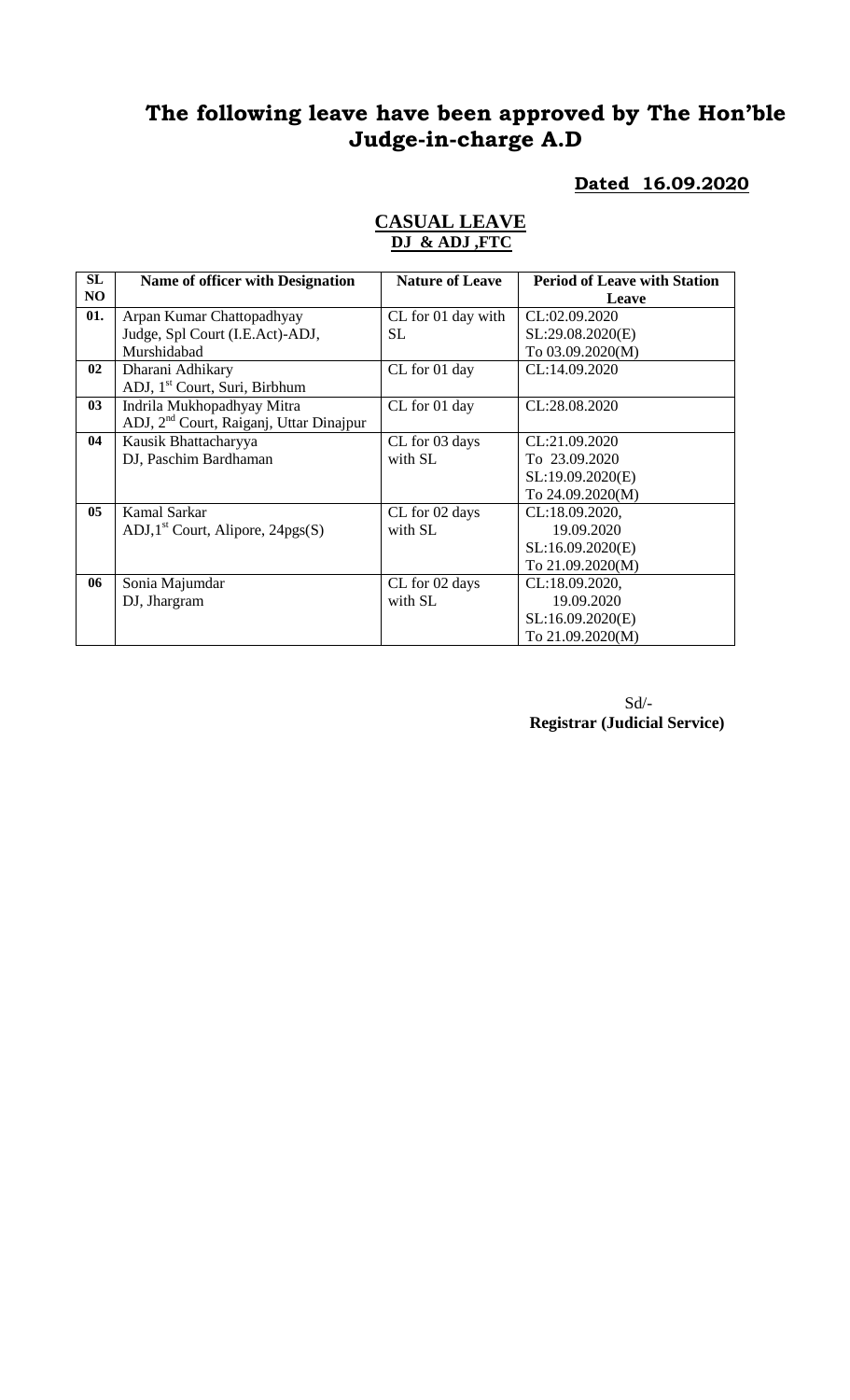# The following leave have been approved by The Hon'ble Judge-in-charge A.D

**Dated 16.09.2020**

## CASUAL LEAVE

**DJ & ADJ ,FTC**

| SL NO | Name of officer with Designation | Nature of Leave | Period of Leave with Station Leave |
|---|---|---|---|
| 01. | Arpan Kumar Chattopadhyay<br>Judge, Spl Court (I.E.Act)-ADJ, Murshidabad | CL for 01 day with SL | CL:02.09.2020<br>SL:29.08.2020(E)<br>To 03.09.2020(M) |
| 02 | Dharani Adhikary<br>ADJ, 1st Court, Suri, Birbhum | CL for 01 day | CL:14.09.2020 |
| 03 | Indrila Mukhopadhyay Mitra<br>ADJ, 2nd Court, Raiganj, Uttar Dinajpur | CL for 01 day | CL:28.08.2020 |
| 04 | Kausik Bhattacharyya<br>DJ, Paschim Bardhaman | CL for 03 days with SL | CL:21.09.2020<br>To 23.09.2020<br>SL:19.09.2020(E)<br>To 24.09.2020(M) |
| 05 | Kamal Sarkar<br>ADJ,1st Court, Alipore, 24pgs(S) | CL for 02 days with SL | CL:18.09.2020,<br>19.09.2020<br>SL:16.09.2020(E)<br>To 21.09.2020(M) |
| 06 | Sonia Majumdar<br>DJ, Jhargram | CL for 02 days with SL | CL:18.09.2020,<br>19.09.2020<br>SL:16.09.2020(E)<br>To 21.09.2020(M) |

Sd/-

**Registrar (Judicial Service)**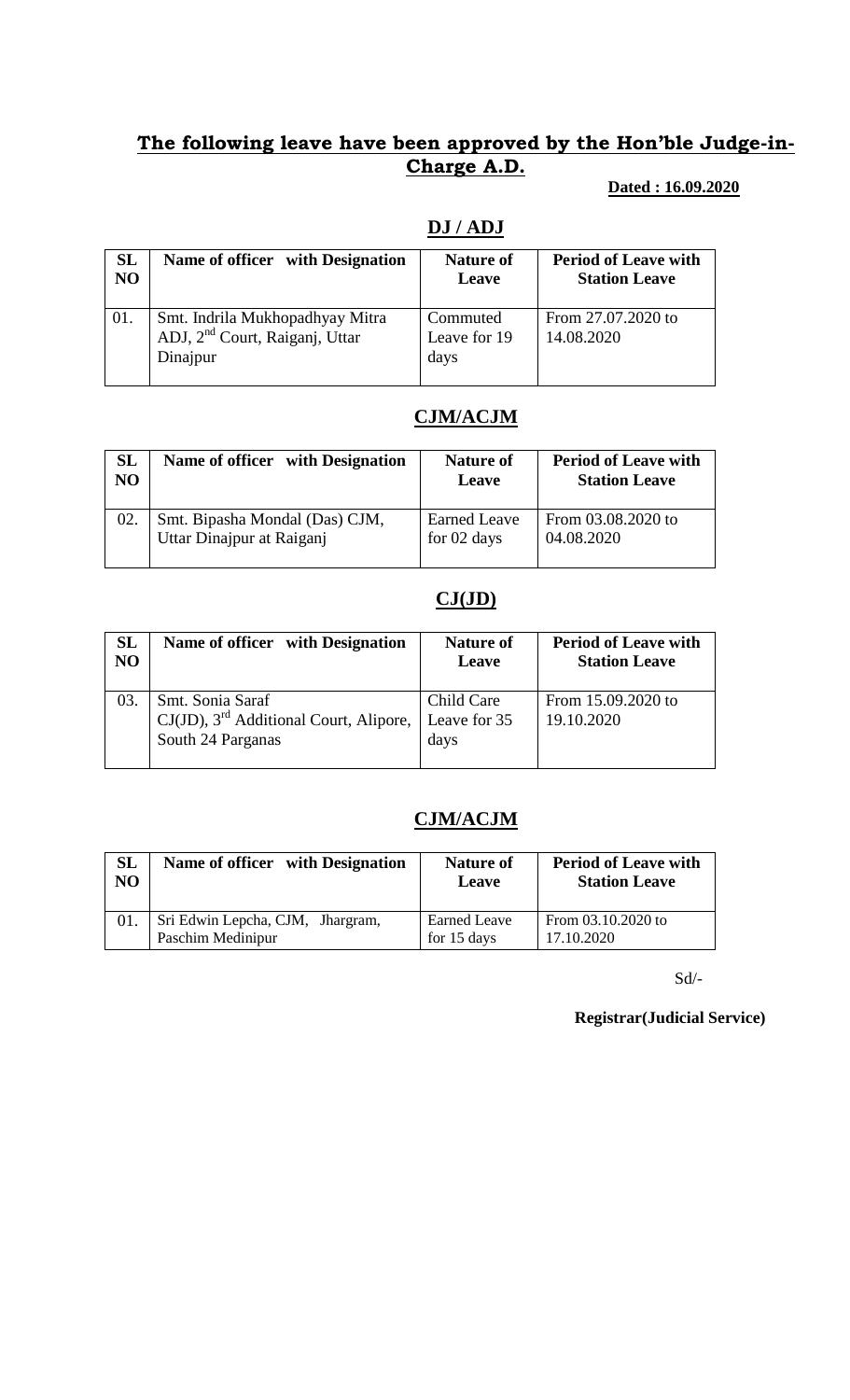## The following leave have been approved by the Hon'ble Judge-in-Charge A.D.

**Dated : 16.09.2020**

### DJ / ADJ

| SL NO | Name of officer with Designation | Nature of Leave | Period of Leave with Station Leave |
|---|---|---|---|
| 01. | Smt. Indrila Mukhopadhyay Mitra ADJ, 2nd Court, Raiganj, Uttar Dinajpur | Commuted Leave for 19 days | From 27.07.2020 to 14.08.2020 |

### CJM/ACJM

| SL NO | Name of officer with Designation | Nature of Leave | Period of Leave with Station Leave |
|---|---|---|---|
| 02. | Smt. Bipasha Mondal (Das) CJM, Uttar Dinajpur at Raiganj | Earned Leave for 02 days | From 03.08.2020 to 04.08.2020 |

### CJ(JD)

| SL NO | Name of officer with Designation | Nature of Leave | Period of Leave with Station Leave |
|---|---|---|---|
| 03. | Smt. Sonia Saraf CJ(JD), 3rd Additional Court, Alipore, South 24 Parganas | Child Care Leave for 35 days | From 15.09.2020 to 19.10.2020 |

### CJM/ACJM

| SL NO | Name of officer with Designation | Nature of Leave | Period of Leave with Station Leave |
|---|---|---|---|
| 01. | Sri Edwin Lepcha, CJM, Jhargram, Paschim Medinipur | Earned Leave for 15 days | From 03.10.2020 to 17.10.2020 |

Sd/-

**Registrar(Judicial Service)**